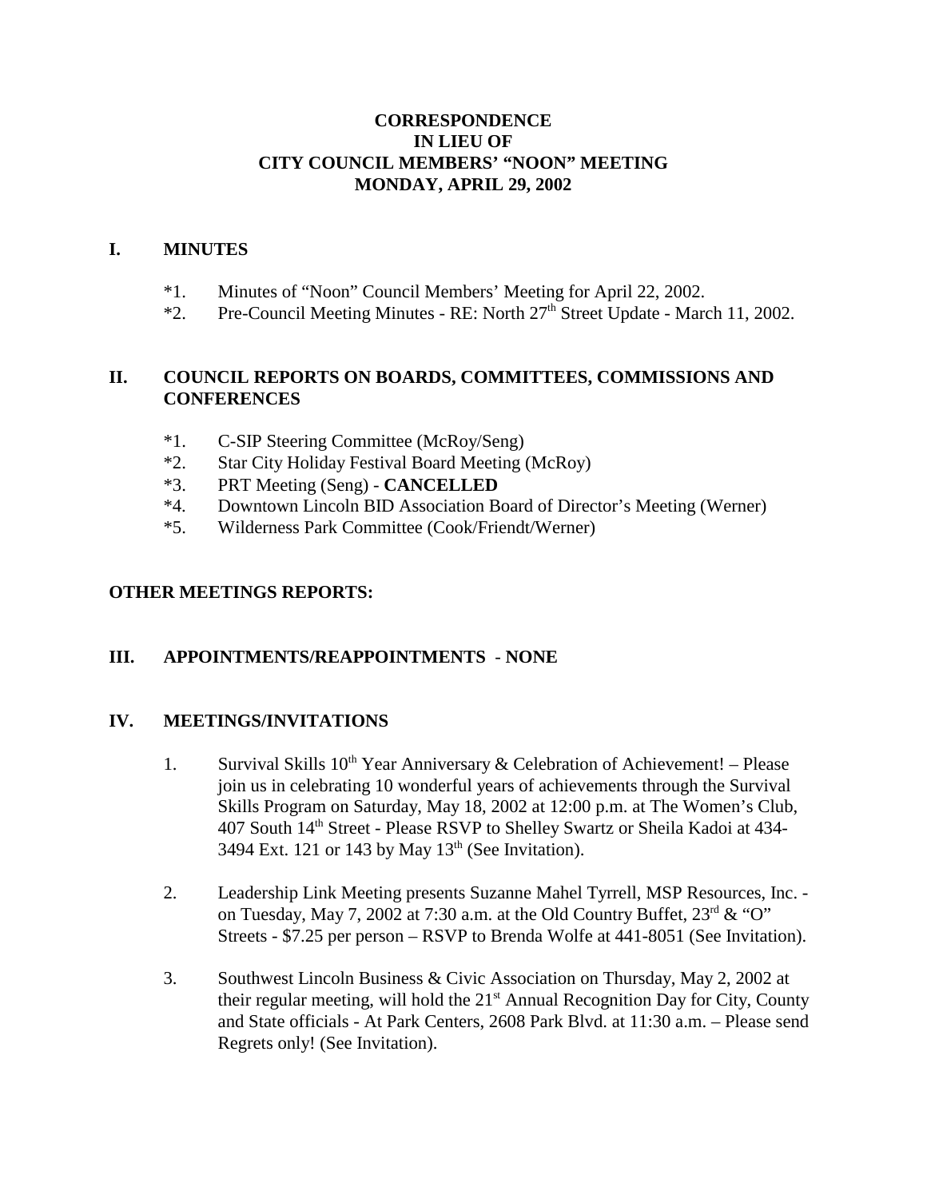# CORRESPONDENCE
# IN LIEU OF
# CITY COUNCIL MEMBERS' "NOON" MEETING
# MONDAY, APRIL 29, 2002

## I. MINUTES

*1. Minutes of "Noon" Council Members' Meeting for April 22, 2002.

*2. Pre-Council Meeting Minutes - RE: North 27th Street Update - March 11, 2002.

## II. COUNCIL REPORTS ON BOARDS, COMMITTEES, COMMISSIONS AND CONFERENCES

*1. C-SIP Steering Committee (McRoy/Seng)

*2. Star City Holiday Festival Board Meeting (McRoy)

*3. PRT Meeting (Seng) - **CANCELLED**

*4. Downtown Lincoln BID Association Board of Director's Meeting (Werner)

*5. Wilderness Park Committee (Cook/Friendt/Werner)

## OTHER MEETINGS REPORTS:

## III. APPOINTMENTS/REAPPOINTMENTS - NONE

## IV. MEETINGS/INVITATIONS

1. Survival Skills 10th Year Anniversary & Celebration of Achievement! – Please join us in celebrating 10 wonderful years of achievements through the Survival Skills Program on Saturday, May 18, 2002 at 12:00 p.m. at The Women's Club, 407 South 14th Street - Please RSVP to Shelley Swartz or Sheila Kadoi at 434-3494 Ext. 121 or 143 by May 13th (See Invitation).

2. Leadership Link Meeting presents Suzanne Mahel Tyrrell, MSP Resources, Inc. - on Tuesday, May 7, 2002 at 7:30 a.m. at the Old Country Buffet, 23rd & "O" Streets - $7.25 per person – RSVP to Brenda Wolfe at 441-8051 (See Invitation).

3. Southwest Lincoln Business & Civic Association on Thursday, May 2, 2002 at their regular meeting, will hold the 21st Annual Recognition Day for City, County and State officials - At Park Centers, 2608 Park Blvd. at 11:30 a.m. – Please send Regrets only! (See Invitation).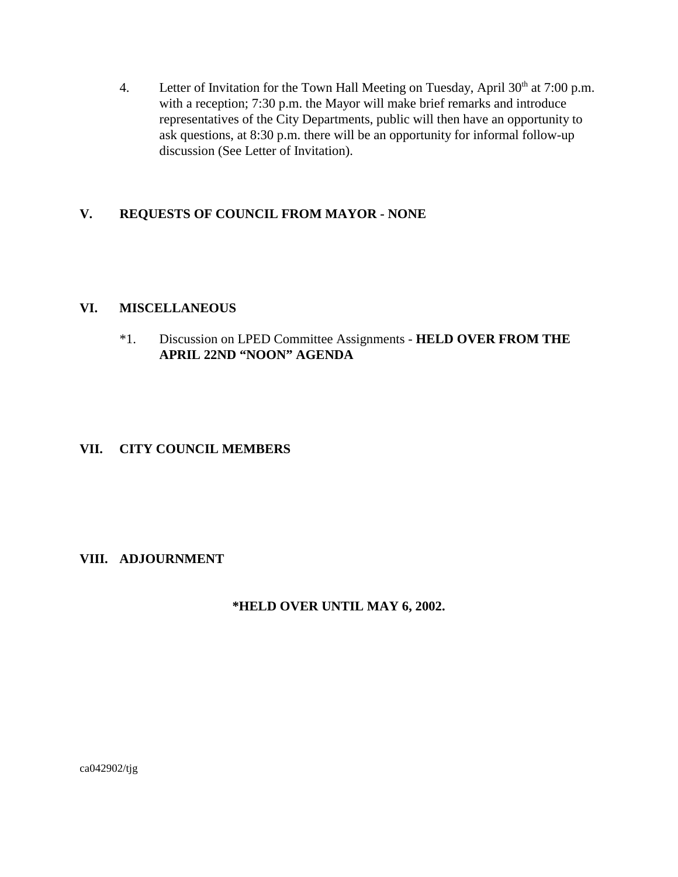4. Letter of Invitation for the Town Hall Meeting on Tuesday, April 30th at 7:00 p.m. with a reception; 7:30 p.m. the Mayor will make brief remarks and introduce representatives of the City Departments, public will then have an opportunity to ask questions, at 8:30 p.m. there will be an opportunity for informal follow-up discussion (See Letter of Invitation).

## V. REQUESTS OF COUNCIL FROM MAYOR - NONE

## VI. MISCELLANEOUS

*1. Discussion on LPED Committee Assignments - **HELD OVER FROM THE APRIL 22ND "NOON" AGENDA**

## VII. CITY COUNCIL MEMBERS

## VIII. ADJOURNMENT

**\*HELD OVER UNTIL MAY 6, 2002.**

ca042902/tjg